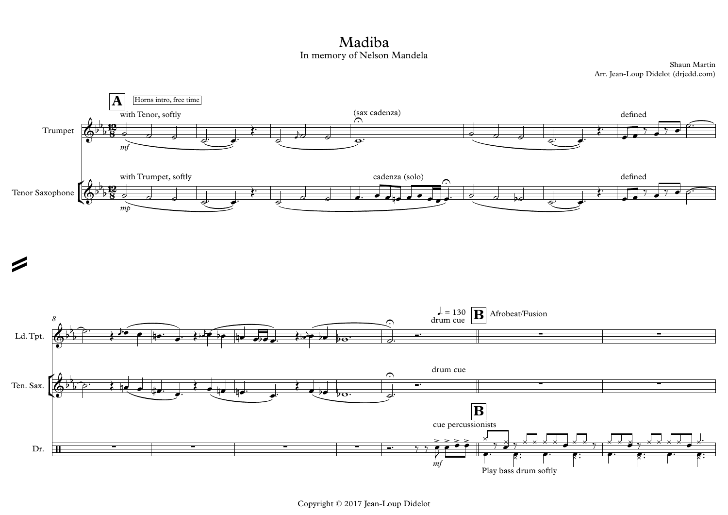# Madiba

In memory of Nelson Mandela

Shaun Martin

Arr. Jean-Loup Didelot (drjedd.com)

Copyright © 2017 Jean-Loup Didelot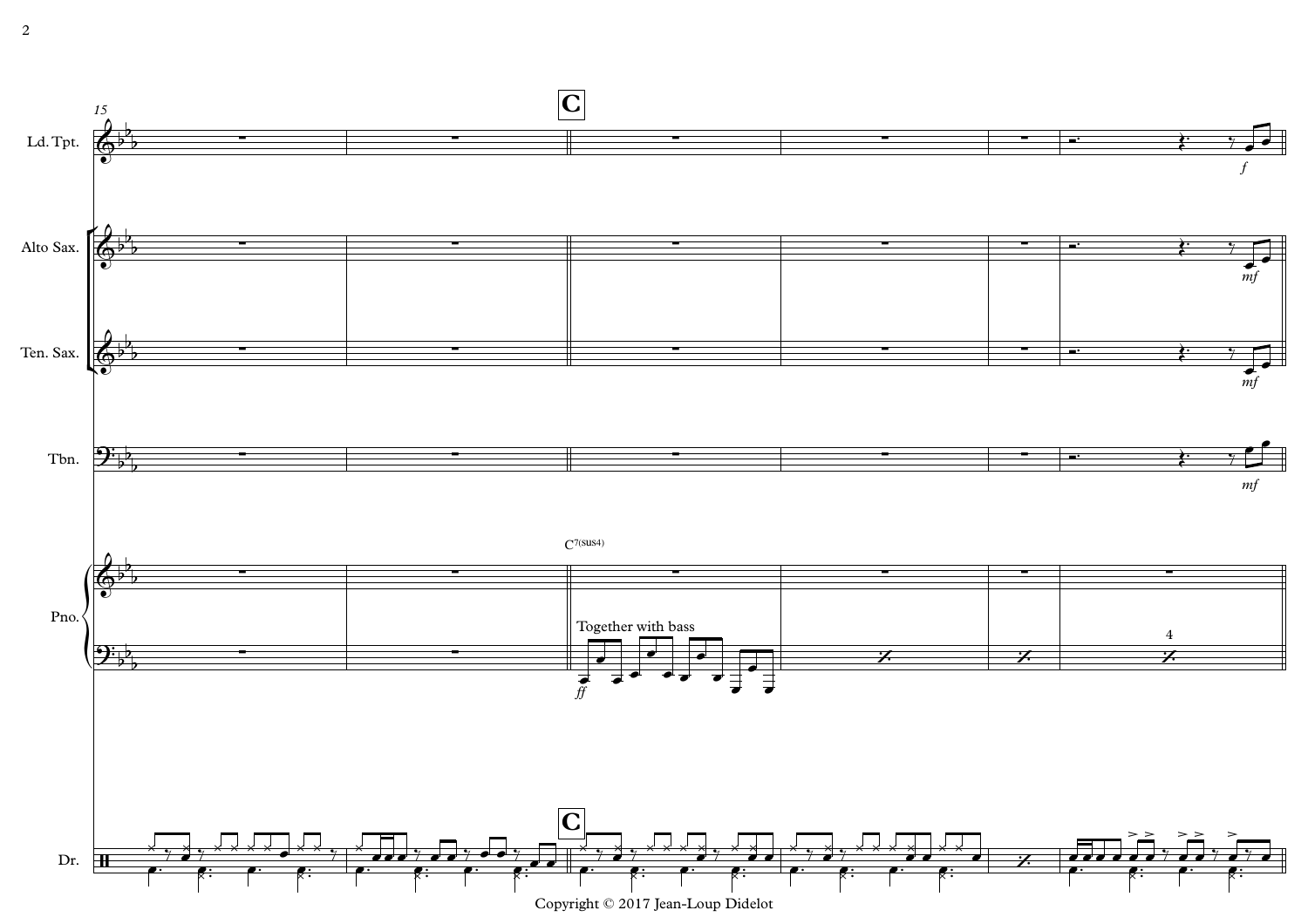15

**C**

Ld. Tpt.

Alto Sax.

Ten. Sax.

Tbn.

C7(sus4)

Together with bass

Pno.

Dr.

Copyright © 2017 Jean-Loup Didelot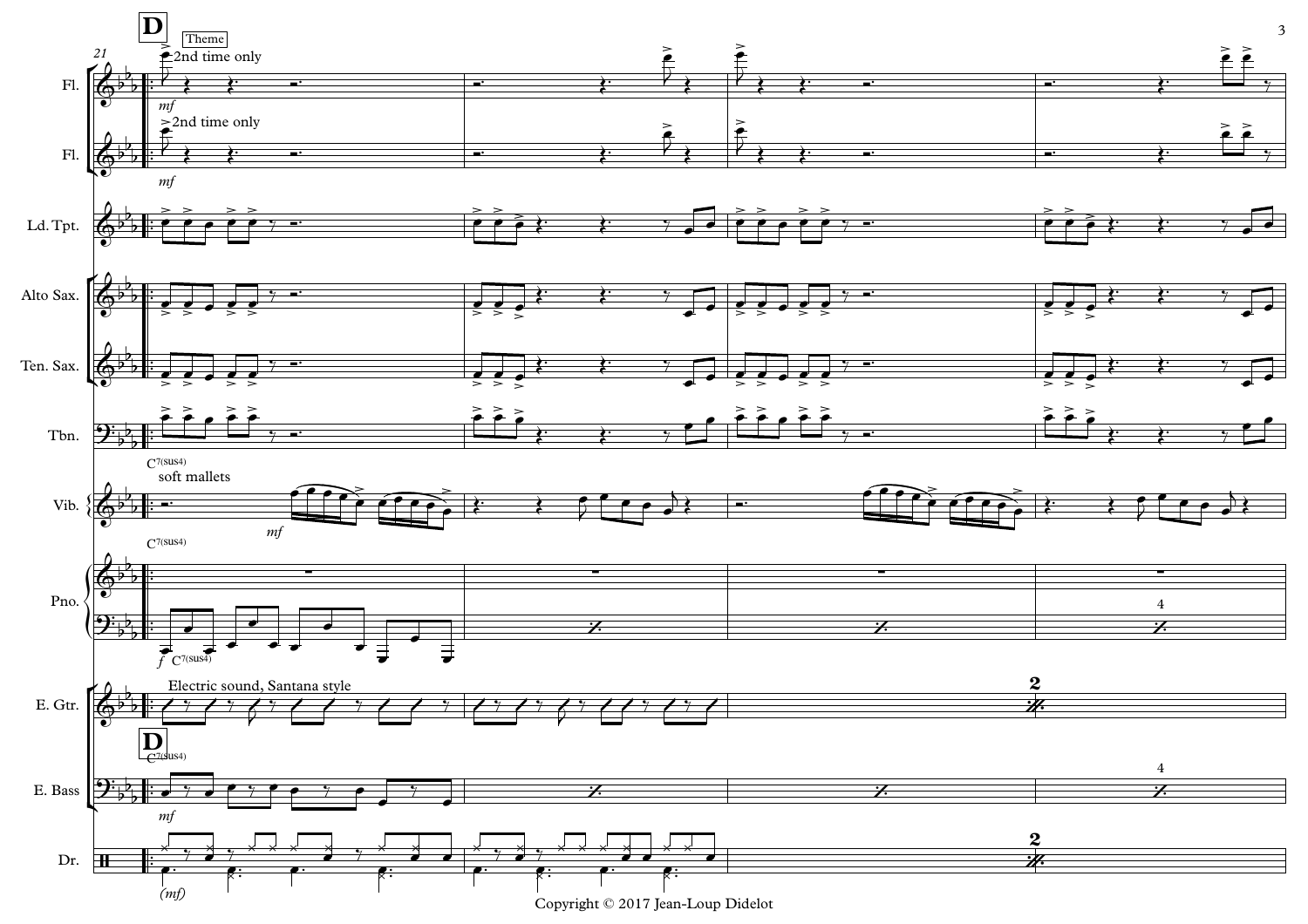**D** Theme

Fl. — 2nd time only — *mf*

Fl. — 2nd time only — *mf*

Ld. Tpt.

Alto Sax.

Ten. Sax.

Tbn.

Vib. — $C^{7(sus4)}$ — soft mallets — *mf*

Pno. — $C^{7(sus4)}$ — *f* — $C^{7(sus4)}$

E. Gtr. — Electric sound, Santana style

E. Bass — **D** — $C^{7(sus4)}$ — *mf*

Dr. — (*mf*)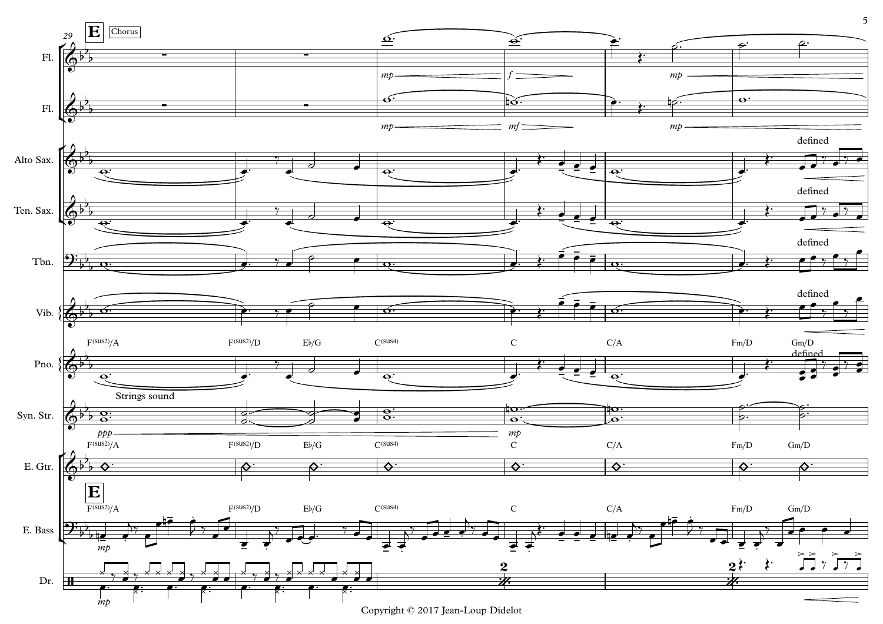**E** Chorus

Fl.

Fl.

Alto Sax.

Ten. Sax.

Tbn.

Vib.

Pno.

Syn. Str.

E. Gtr.

E. Bass

Dr.

F(sus2)/A — F(sus2)/D — E♭/G — C(sus4) — C — C/A — Fm/D — Gm/D

Strings sound

defined

Copyright © 2017 Jean-Loup Didelot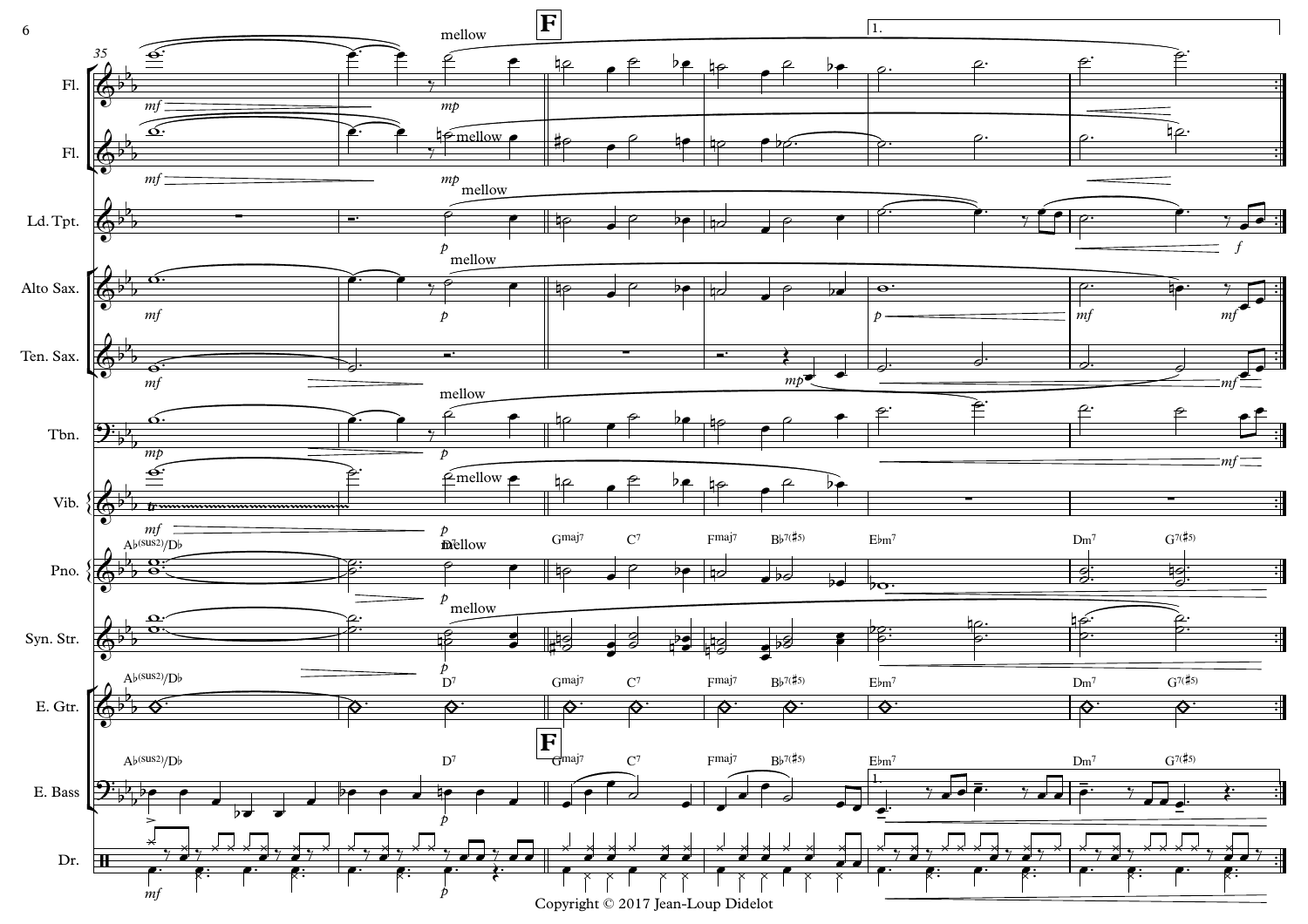**F**

Fl.
Fl.
Ld. Tpt.
Alto Sax.
Ten. Sax.
Tbn.
Vib.
Pno.
Syn. Str.
E. Gtr.
E. Bass
Dr.

mellow

Ab(sus2)/Db — D7 — Gmaj7 — C7 — Fmaj7 — Bb7(#5) — Ebm7 — Dm7 — G7(#5)

1.

Copyright © 2017 Jean-Loup Didelot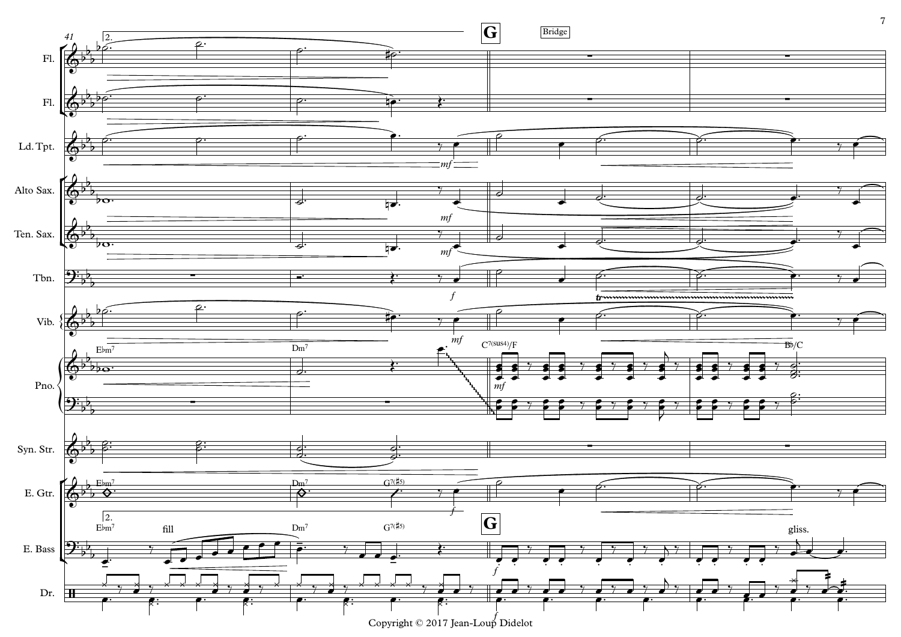Copyright © 2017 Jean-Loup Didelot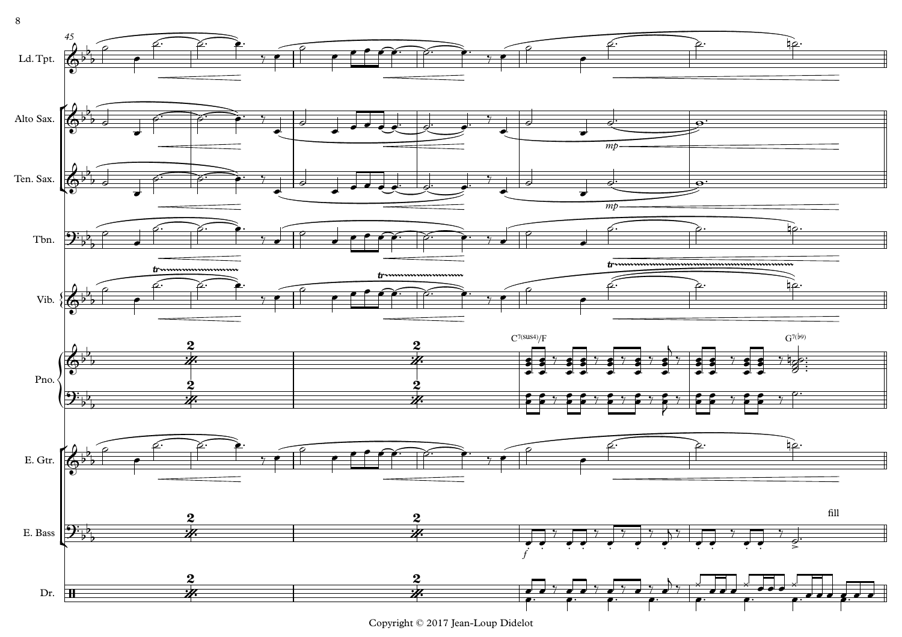Copyright © 2017 Jean-Loup Didelot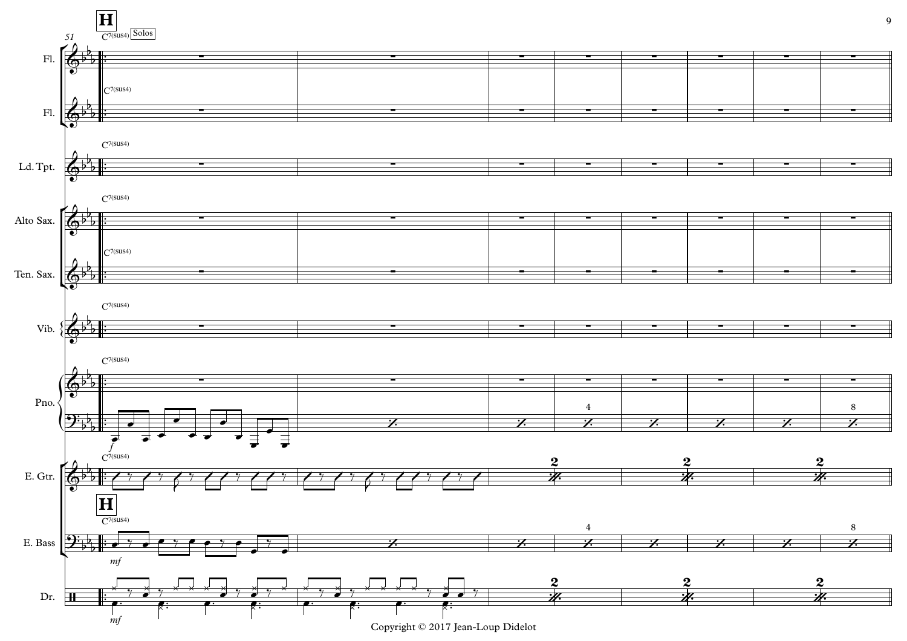**H**

C7(sus4) Solos

Fl.

Fl.

Ld. Tpt.

Alto Sax.

Ten. Sax.

Vib.

Pno.

E. Gtr.

E. Bass

Dr.

Copyright © 2017 Jean-Loup Didelot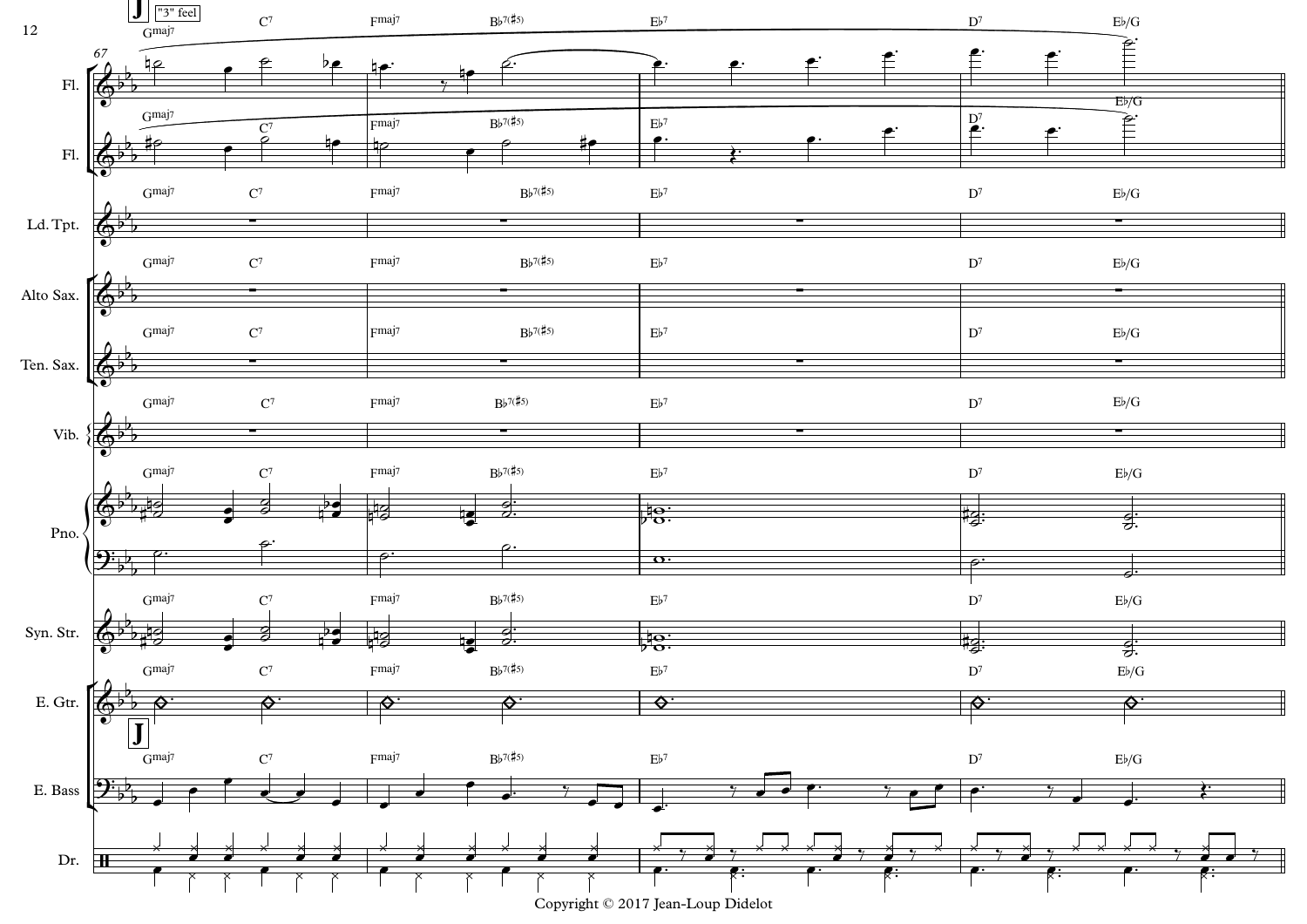**J** "3" feel

67

| Instrument | | | | | | | |
|---|---|---|---|---|---|---|---|
| Fl. | Gmaj7 | C7 | Fmaj7 | B♭7(♯5) | E♭7 | D7 | E♭/G |
| Fl. | Gmaj7 | C7 | Fmaj7 | B♭7(♯5) | E♭7 | D7 | E♭/G |
| Ld. Tpt. | Gmaj7 | C7 | Fmaj7 | B♭7(♯5) | E♭7 | D7 | E♭/G |
| Alto Sax. | Gmaj7 | C7 | Fmaj7 | B♭7(♯5) | E♭7 | D7 | E♭/G |
| Ten. Sax. | Gmaj7 | C7 | Fmaj7 | B♭7(♯5) | E♭7 | D7 | E♭/G |
| Vib. | Gmaj7 | C7 | Fmaj7 | B♭7(♯5) | E♭7 | D7 | E♭/G |
| Pno. | Gmaj7 | C7 | Fmaj7 | B♭7(♯5) | E♭7 | D7 | E♭/G |
| Syn. Str. | Gmaj7 | C7 | Fmaj7 | B♭7(♯5) | E♭7 | D7 | E♭/G |
| E. Gtr. | Gmaj7 | C7 | Fmaj7 | B♭7(♯5) | E♭7 | D7 | E♭/G |
| E. Bass | Gmaj7 | C7 | Fmaj7 | B♭7(♯5) | E♭7 | D7 | E♭/G |
| Dr. | | | | | | | |

Copyright © 2017 Jean-Loup Didelot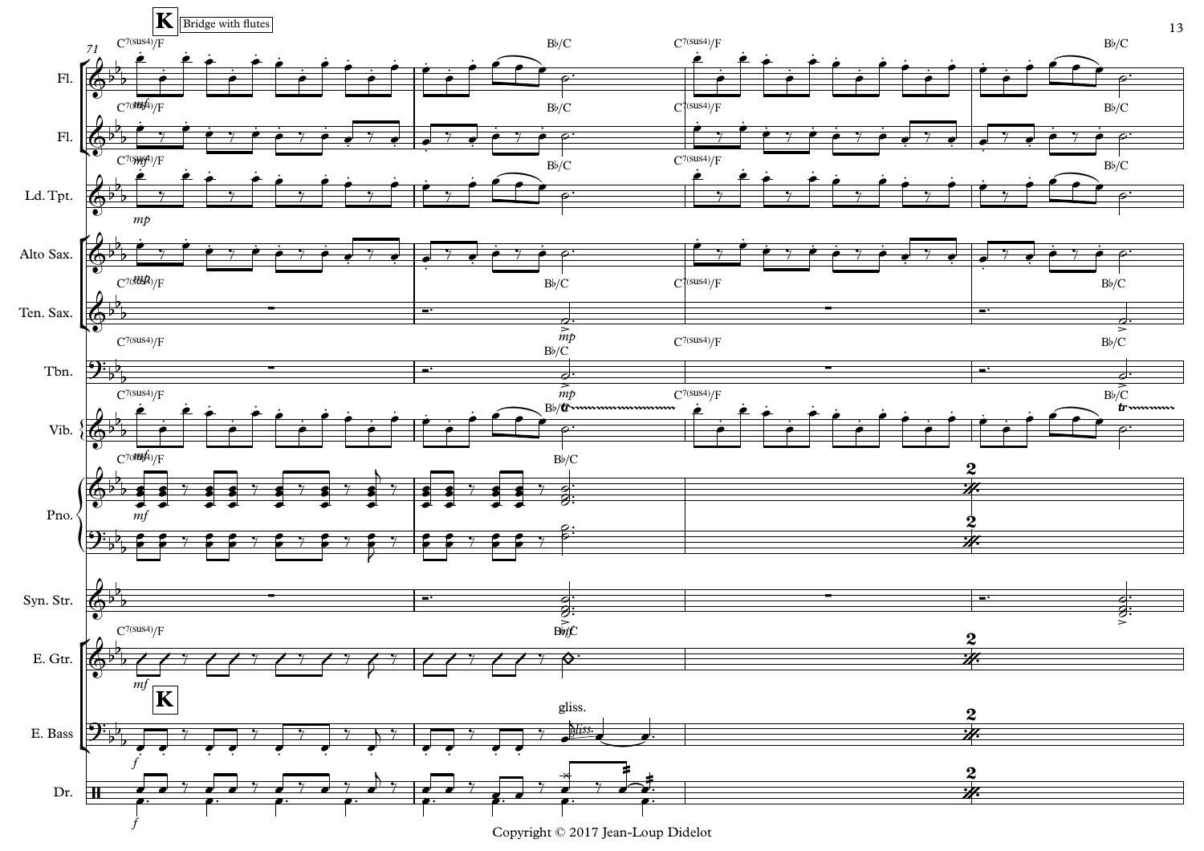**K** Bridge with flutes

71

C7(sus4)/F — B♭/C — C7(sus4)/F — B♭/C

Fl. *mf*

Fl. *mf*

Ld. Tpt. *mp*

Alto Sax. *mp*

Ten. Sax. *mp*

Tbn. *mp*

Vib. *mf* tr

Pno. *mf* 2

Syn. Str. *mf*

E. Gtr. *mf* 2

**K**

E. Bass *f* gliss. 2

Dr. *f* 2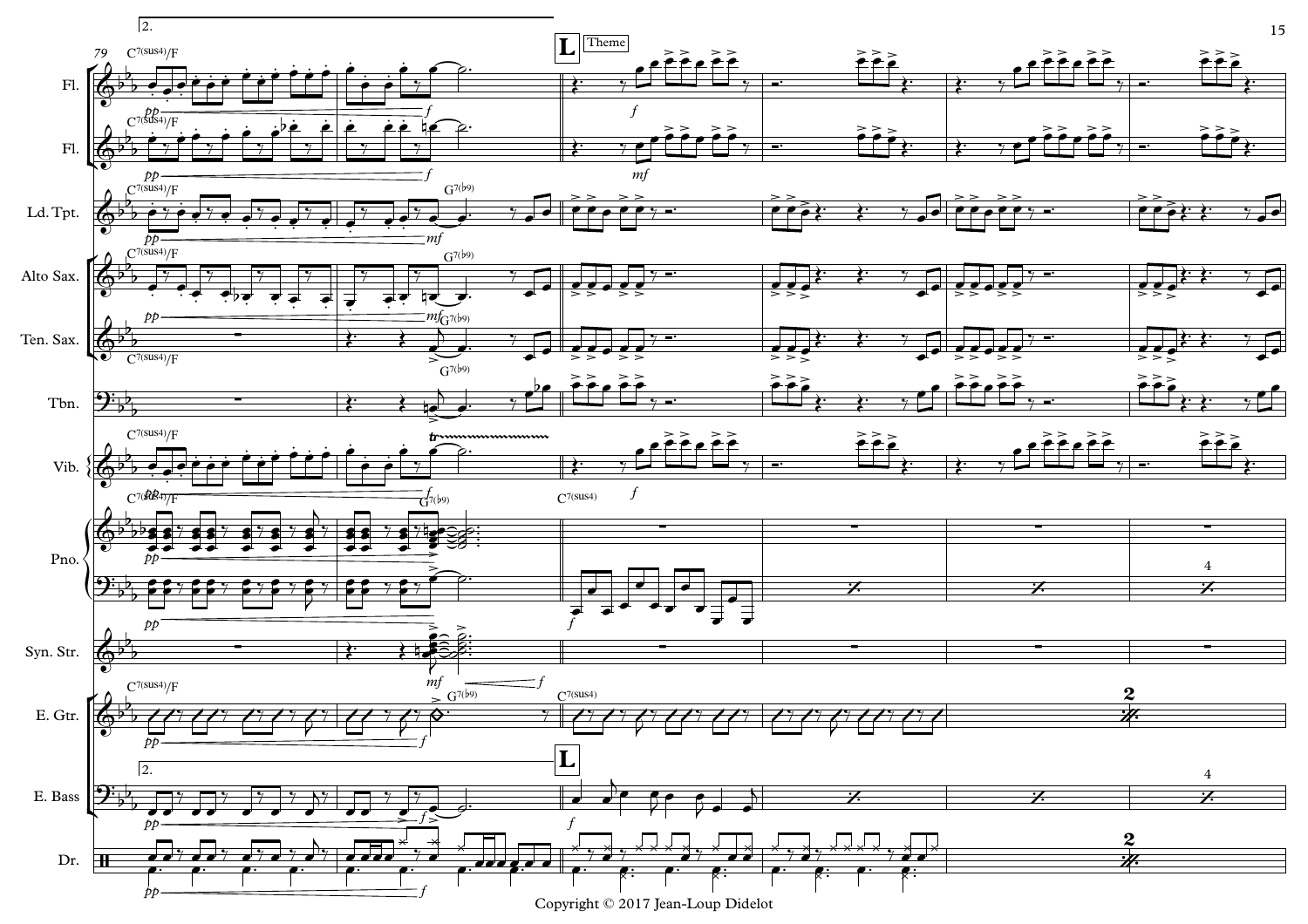**L** Theme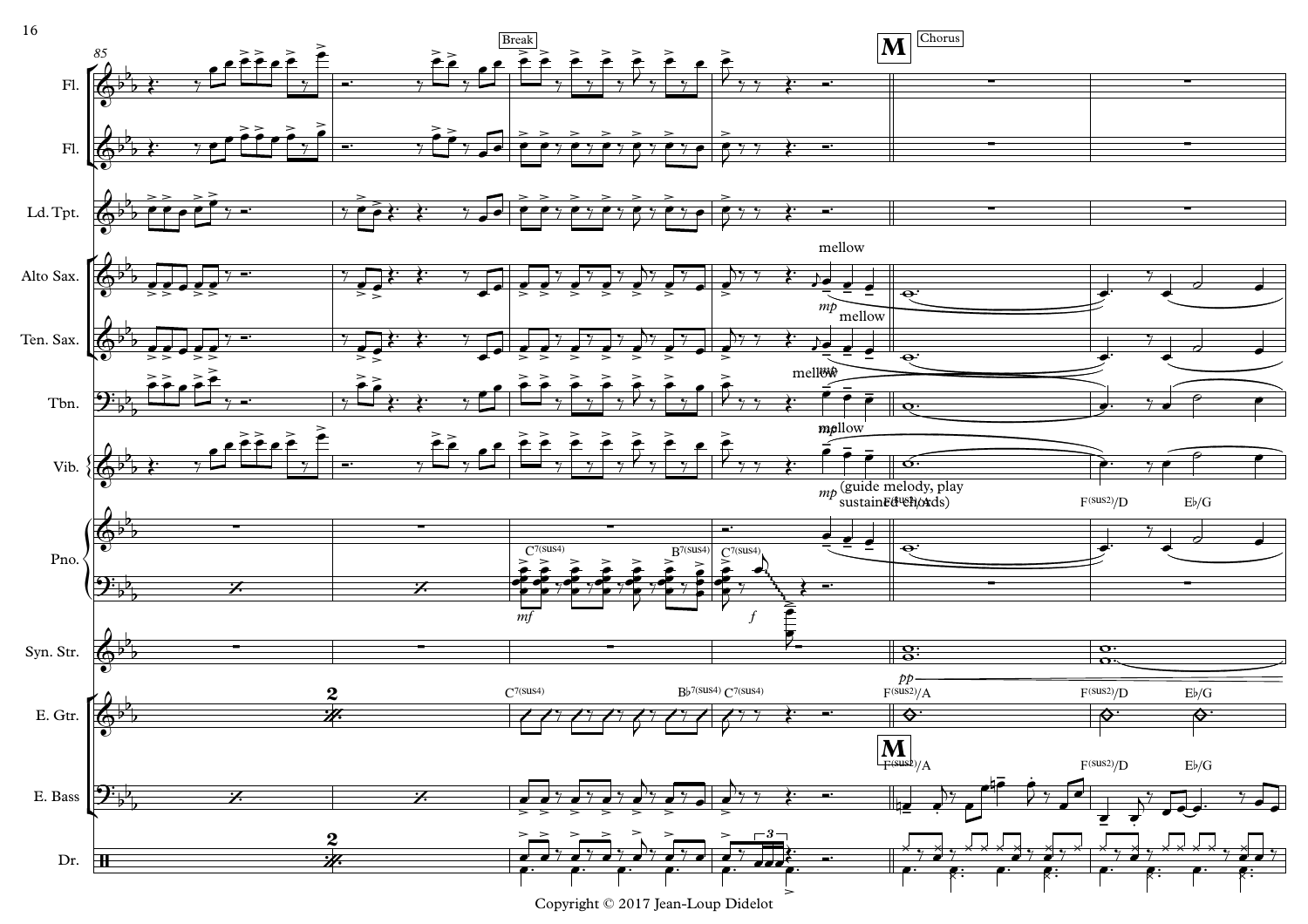Copyright © 2017 Jean-Loup Didelot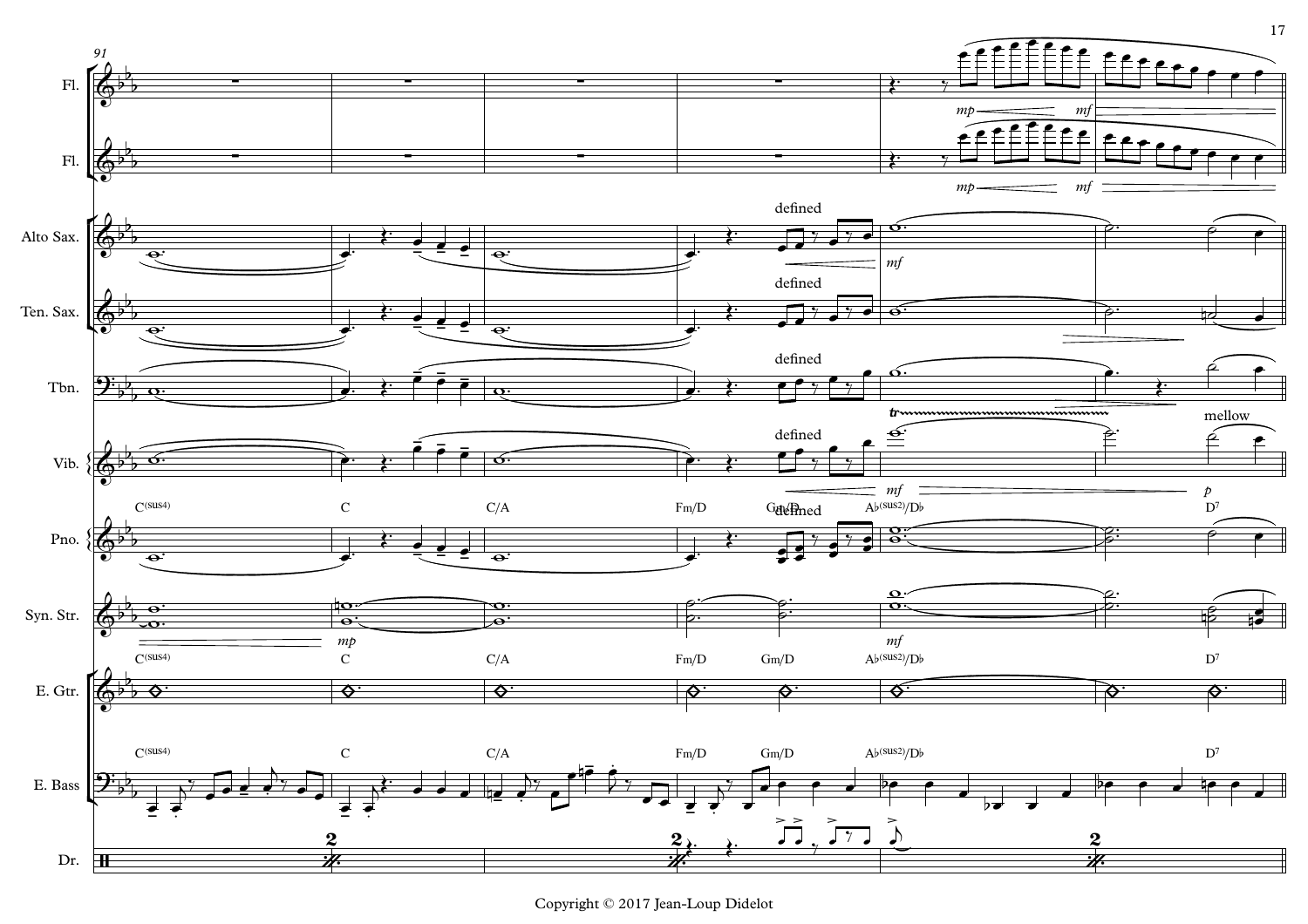91

Fl.

Fl.

Alto Sax.

Ten. Sax.

Tbn.

Vib.

Pno.

Syn. Str.

E. Gtr.

E. Bass

Dr.

defined

mellow

*mp* *mf* *p*

C(sus4) | C | C/A | Fm/D | Gm/D | A♭(sus2)/D♭ | D7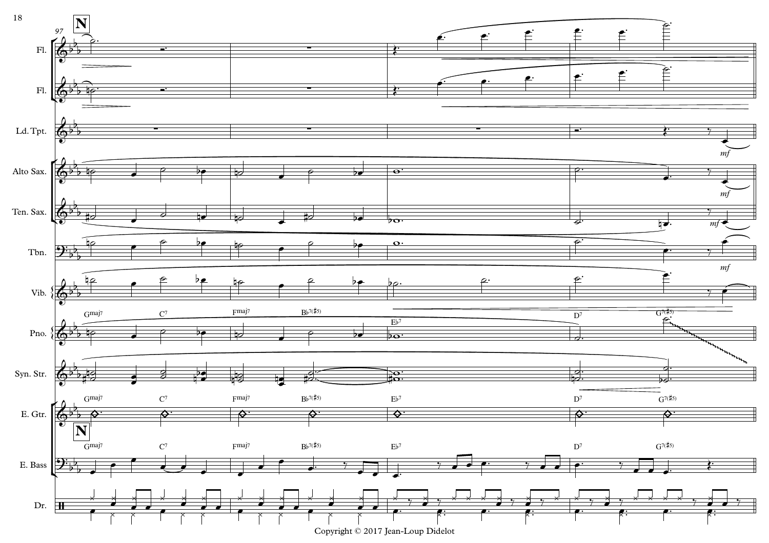Copyright © 2017 Jean-Loup Didelot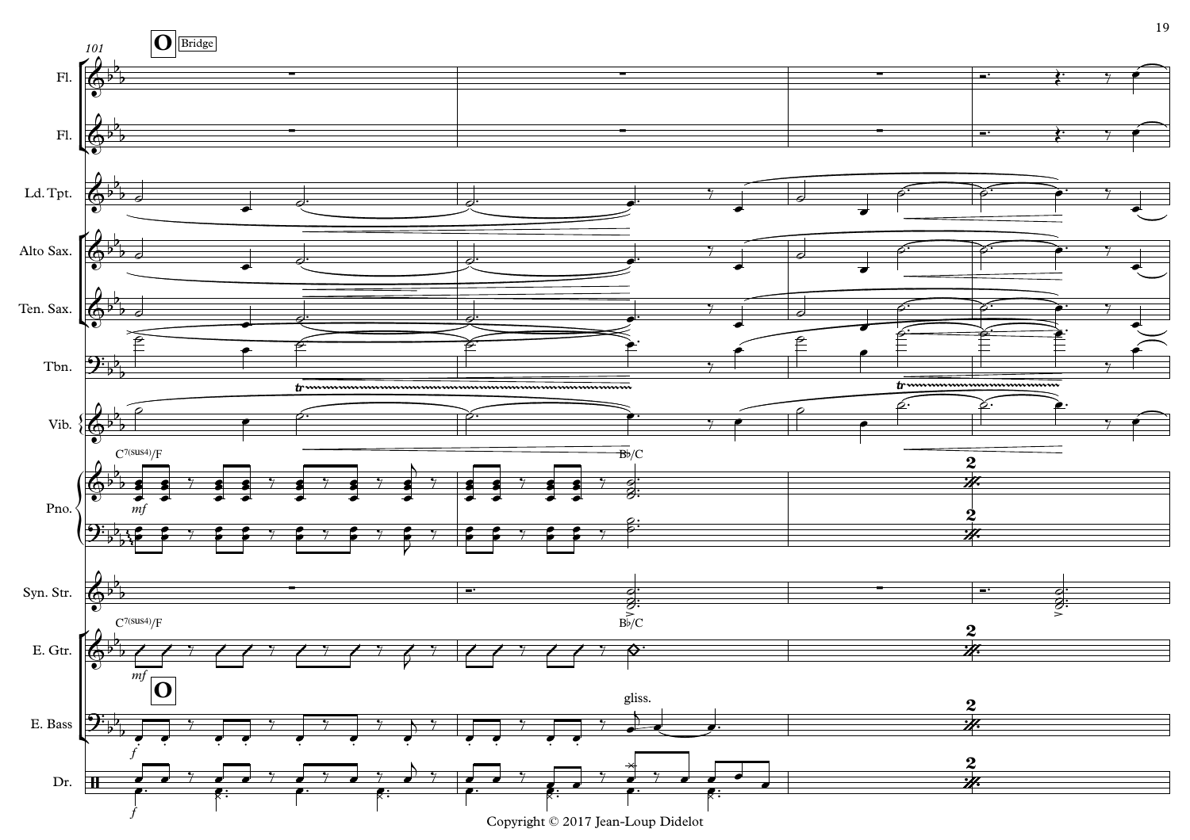101

**O** Bridge

Fl.

Fl.

Ld. Tpt.

Alto Sax.

Ten. Sax.

Tbn.

Vib.

Pno.

C7(sus4)/F

*mf*

B♭/C

Syn. Str.

E. Gtr.

C7(sus4)/F

*mf*

B♭/C

E. Bass

**O**

*f*

gliss.

Dr.

*f*

Copyright © 2017 Jean-Loup Didelot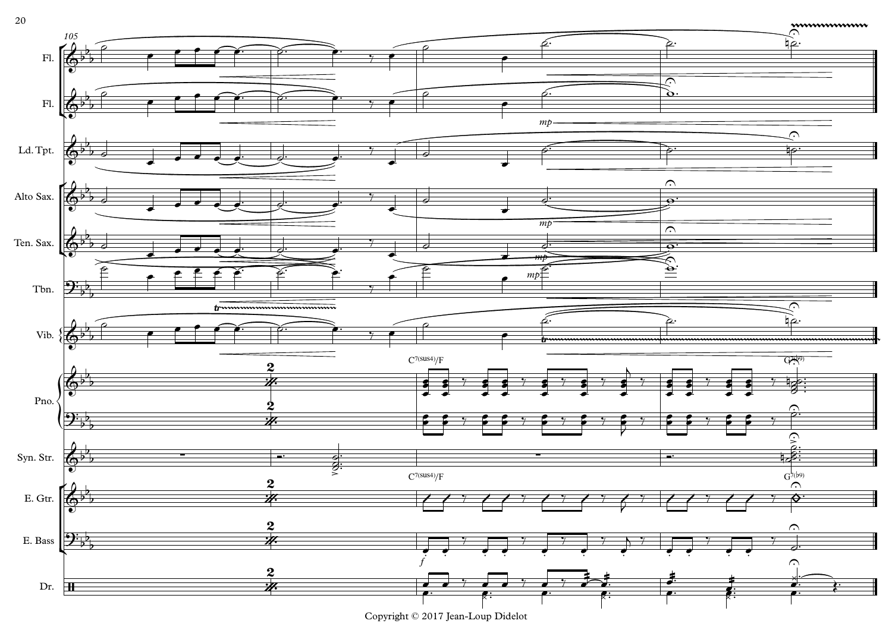Fl.

Fl.

Ld. Tpt.

Alto Sax.

Ten. Sax.

Tbn.

Vib.

Pno.

Syn. Str.

E. Gtr.

E. Bass

Dr.

C7(sus4)/F

G7(♭9)

Copyright © 2017 Jean-Loup Didelot